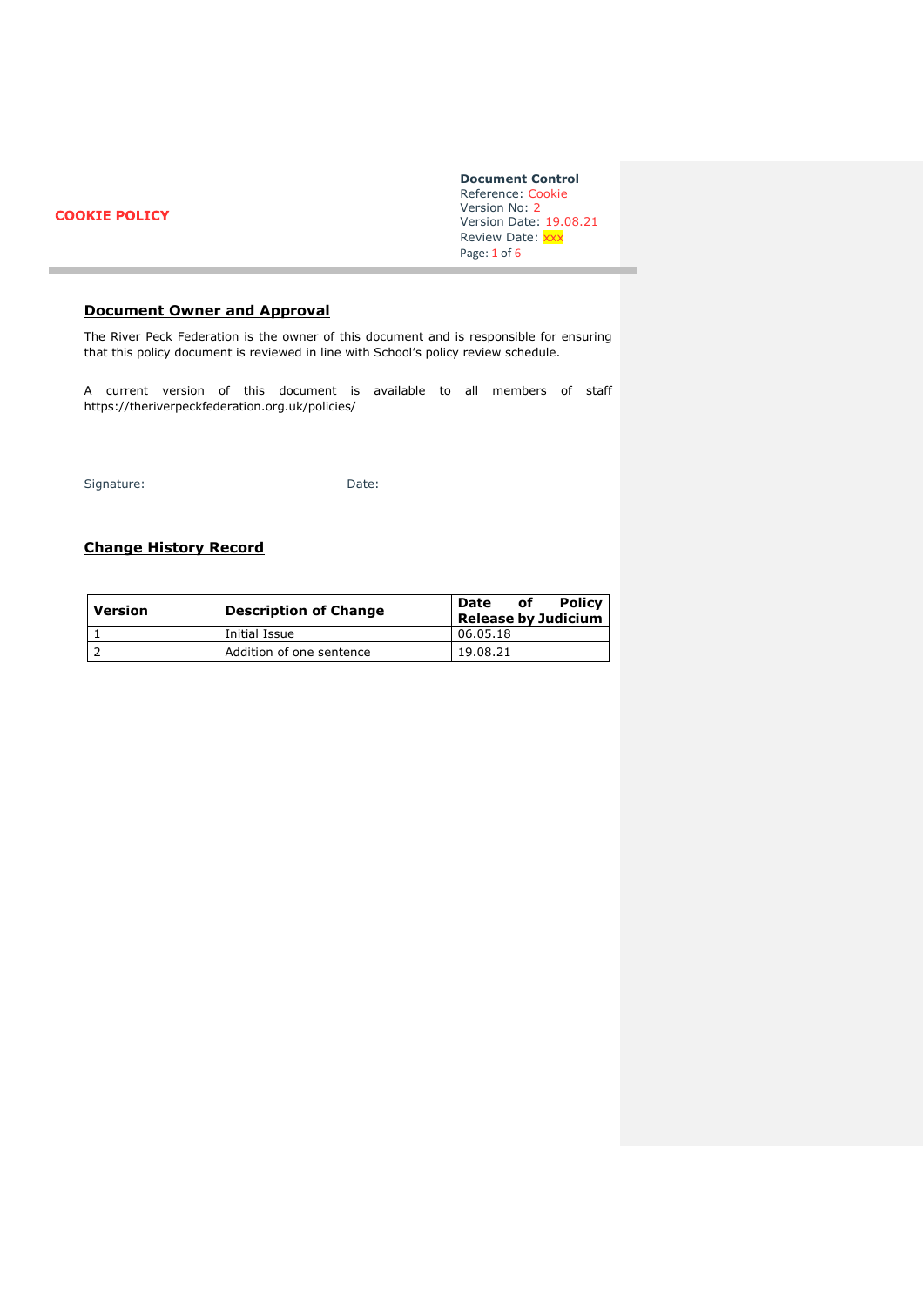**COOKIE POLICY**

**Document Control**
Reference: Cookie
Version No: 2
Version Date: 19.08.21
Review Date: xxx

## Document Owner and Approval

The River Peck Federation is the owner of this document and is responsible for ensuring that this policy document is reviewed in line with School's policy review schedule.

A current version of this document is available to all members of staff https://theriverpeckfederation.org.uk/policies/

Signature: Date:

## Change History Record

| Version | Description of Change | Date of Policy Release by Judicium |
|---|---|---|
| 1 | Initial Issue | 06.05.18 |
| 2 | Addition of one sentence | 19.08.21 |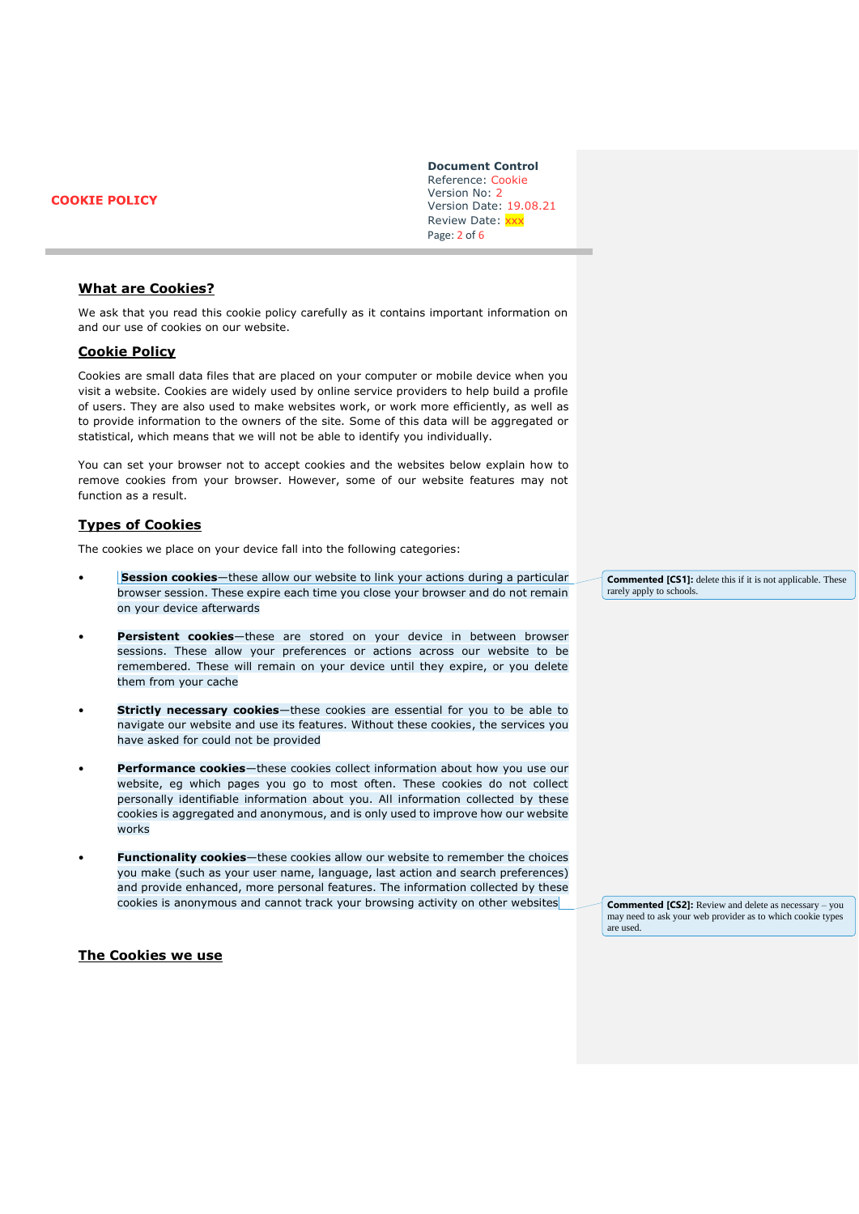## What are Cookies?

We ask that you read this cookie policy carefully as it contains important information on and our use of cookies on our website.

## Cookie Policy

Cookies are small data files that are placed on your computer or mobile device when you visit a website. Cookies are widely used by online service providers to help build a profile of users. They are also used to make websites work, or work more efficiently, as well as to provide information to the owners of the site. Some of this data will be aggregated or statistical, which means that we will not be able to identify you individually.

You can set your browser not to accept cookies and the websites below explain how to remove cookies from your browser. However, some of our website features may not function as a result.

## Types of Cookies

The cookies we place on your device fall into the following categories:

- **Session cookies**—these allow our website to link your actions during a particular browser session. These expire each time you close your browser and do not remain on your device afterwards
- **Persistent cookies**—these are stored on your device in between browser sessions. These allow your preferences or actions across our website to be remembered. These will remain on your device until they expire, or you delete them from your cache
- **Strictly necessary cookies**—these cookies are essential for you to be able to navigate our website and use its features. Without these cookies, the services you have asked for could not be provided
- **Performance cookies**—these cookies collect information about how you use our website, eg which pages you go to most often. These cookies do not collect personally identifiable information about you. All information collected by these cookies is aggregated and anonymous, and is only used to improve how our website works
- **Functionality cookies**—these cookies allow our website to remember the choices you make (such as your user name, language, last action and search preferences) and provide enhanced, more personal features. The information collected by these cookies is anonymous and cannot track your browsing activity on other websites

**Commented [CS1]:** delete this if it is not applicable. These rarely apply to schools.

**Commented [CS2]:** Review and delete as necessary – you may need to ask your web provider as to which cookie types are used.

## The Cookies we use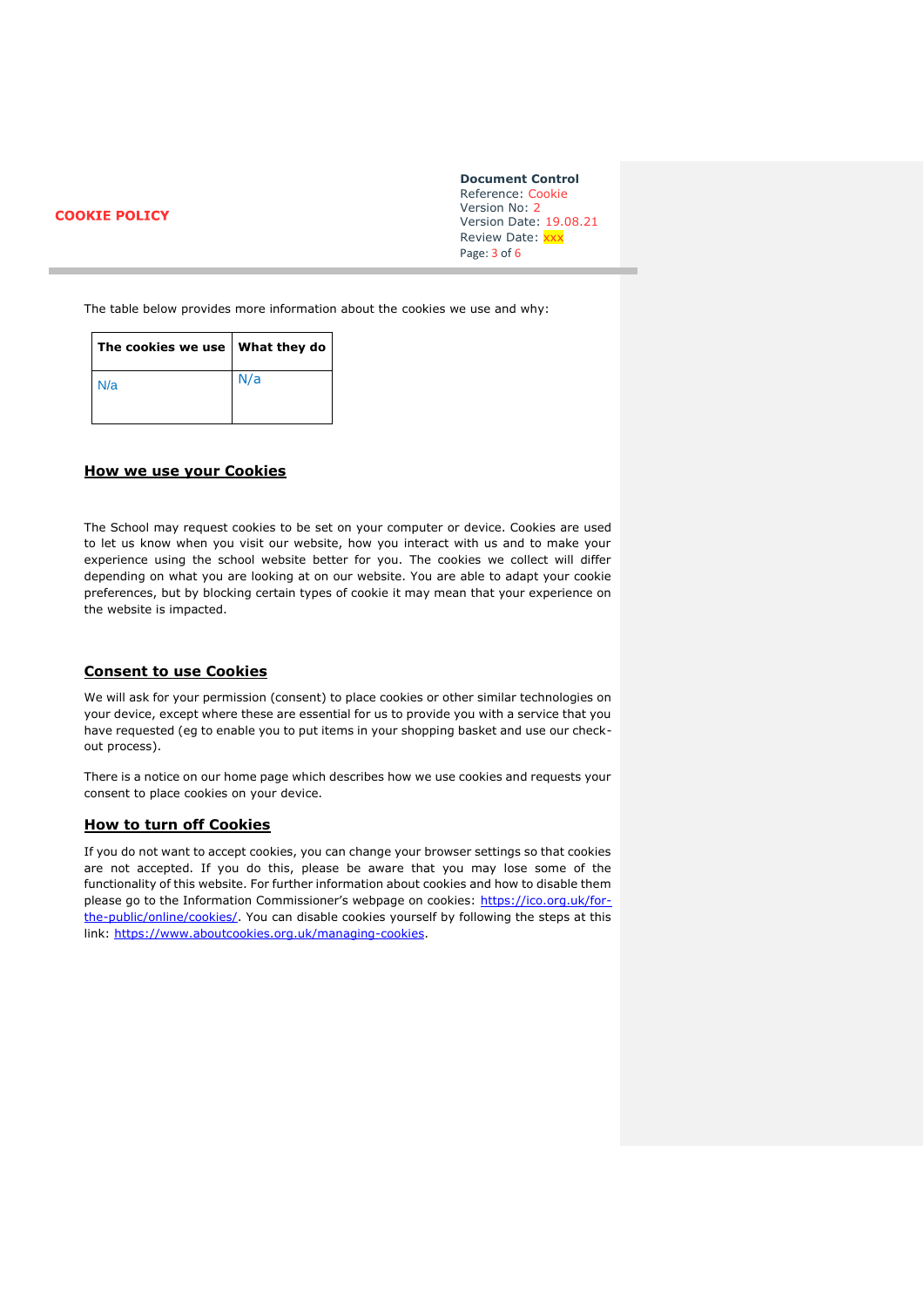The table below provides more information about the cookies we use and why:

| The cookies we use | What they do |
|---|---|
| N/a | N/a |

## How we use your Cookies

The School may request cookies to be set on your computer or device. Cookies are used to let us know when you visit our website, how you interact with us and to make your experience using the school website better for you. The cookies we collect will differ depending on what you are looking at on our website. You are able to adapt your cookie preferences, but by blocking certain types of cookie it may mean that your experience on the website is impacted.

## Consent to use Cookies

We will ask for your permission (consent) to place cookies or other similar technologies on your device, except where these are essential for us to provide you with a service that you have requested (eg to enable you to put items in your shopping basket and use our check-out process).

There is a notice on our home page which describes how we use cookies and requests your consent to place cookies on your device.

## How to turn off Cookies

If you do not want to accept cookies, you can change your browser settings so that cookies are not accepted. If you do this, please be aware that you may lose some of the functionality of this website. For further information about cookies and how to disable them please go to the Information Commissioner's webpage on cookies: https://ico.org.uk/for-the-public/online/cookies/. You can disable cookies yourself by following the steps at this link: https://www.aboutcookies.org.uk/managing-cookies.